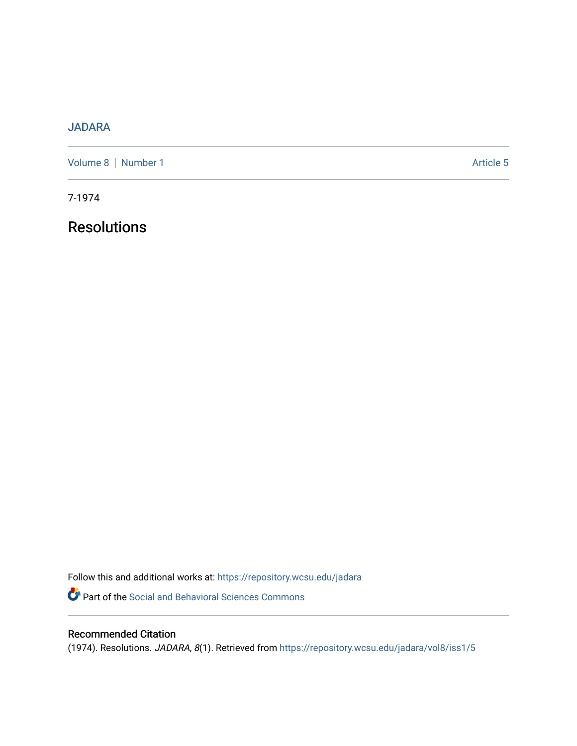JADARA

Volume 8 | Number 1 Article 5

7-1974

# Resolutions

Follow this and additional works at: https://repository.wcsu.edu/jadara

Part of the Social and Behavioral Sciences Commons

## Recommended Citation

(1974). Resolutions. *JADARA, 8*(1). Retrieved from https://repository.wcsu.edu/jadara/vol8/iss1/5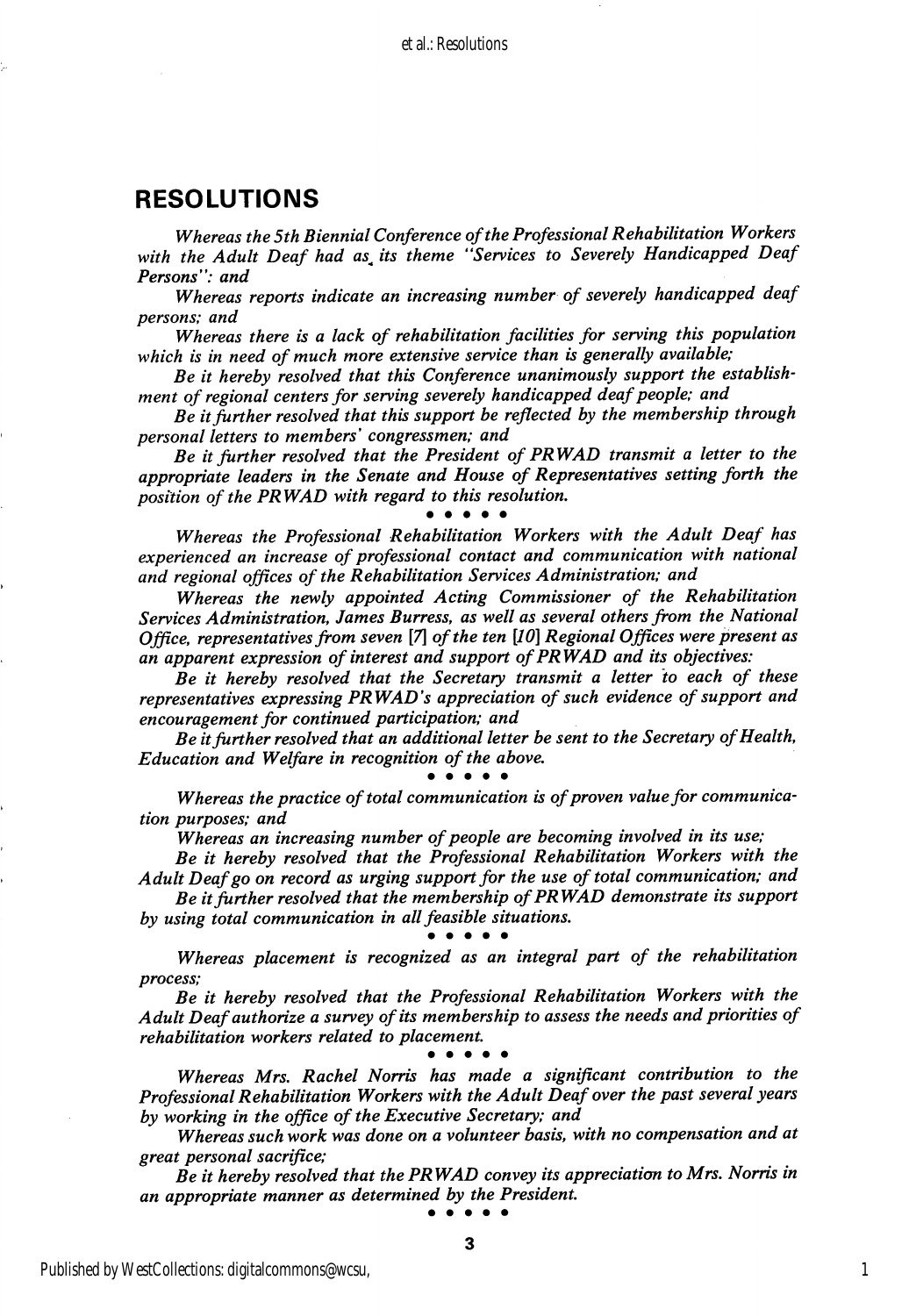## RESOLUTIONS

*Whereas the 5th Biennial Conference of the Professional Rehabilitation Workers with the Adult Deaf had as its theme "Services to Severely Handicapped Deaf Persons": and*

*Whereas reports indicate an increasing number of severely handicapped deaf persons; and*

*Whereas there is a lack of rehabilitation facilities for serving this population which is in need of much more extensive service than is generally available;*

*Be it hereby resolved that this Conference unanimously support the establishment of regional centers for serving severely handicapped deaf people; and*

*Be it further resolved that this support be reflected by the membership through personal letters to members' congressmen; and*

*Be it further resolved that the President of PRWAD transmit a letter to the appropriate leaders in the Senate and House of Representatives setting forth the position of the PRWAD with regard to this resolution.*

• • • • •

*Whereas the Professional Rehabilitation Workers with the Adult Deaf has experienced an increase of professional contact and communication with national and regional offices of the Rehabilitation Services Administration; and*

*Whereas the newly appointed Acting Commissioner of the Rehabilitation Services Administration, James Burress, as well as several others from the National Office, representatives from seven [7] of the ten [10] Regional Offices were present as an apparent expression of interest and support of PRWAD and its objectives:*

*Be it hereby resolved that the Secretary transmit a letter to each of these representatives expressing PRWAD's appreciation of such evidence of support and encouragement for continued participation; and*

*Be it further resolved that an additional letter be sent to the Secretary of Health, Education and Welfare in recognition of the above.*

• • • • •

*Whereas the practice of total communication is of proven value for communication purposes; and*

*Whereas an increasing number of people are becoming involved in its use;*

*Be it hereby resolved that the Professional Rehabilitation Workers with the Adult Deaf go on record as urging support for the use of total communication; and*

*Be it further resolved that the membership of PRWAD demonstrate its support by using total communication in all feasible situations.*

• • • • •

*Whereas placement is recognized as an integral part of the rehabilitation process;*

*Be it hereby resolved that the Professional Rehabilitation Workers with the Adult Deaf authorize a survey of its membership to assess the needs and priorities of rehabilitation workers related to placement.*

• • • • •

*Whereas Mrs. Rachel Norris has made a significant contribution to the Professional Rehabilitation Workers with the Adult Deaf over the past several years by working in the office of the Executive Secretary; and*

*Whereas such work was done on a volunteer basis, with no compensation and at great personal sacrifice;*

*Be it hereby resolved that the PRWAD convey its appreciation to Mrs. Norris in an appropriate manner as determined by the President.*

• • • • •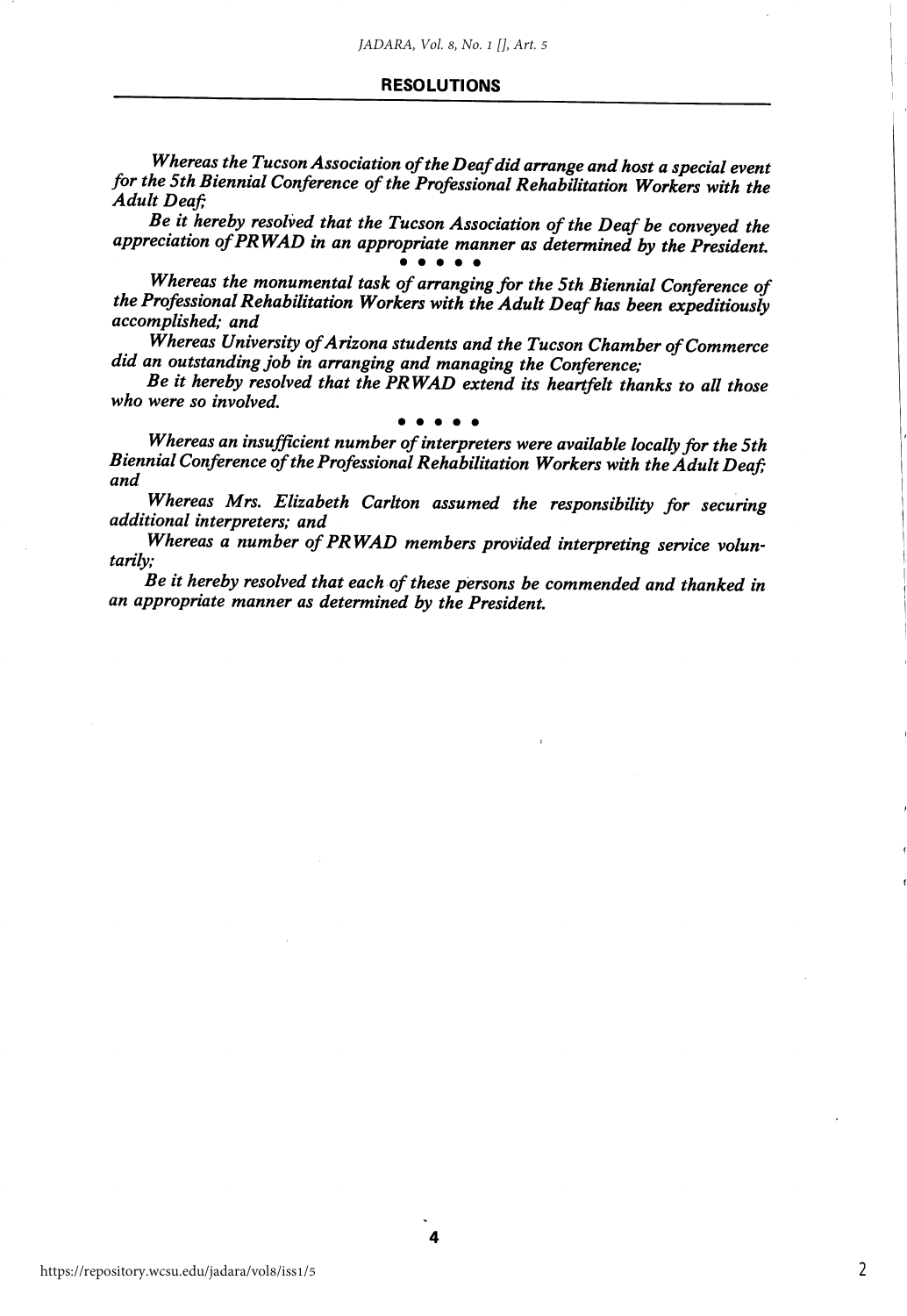## RESOLUTIONS

*Whereas the Tucson Association of the Deaf did arrange and host a special event for the 5th Biennial Conference of the Professional Rehabilitation Workers with the Adult Deaf;*

*Be it hereby resolved that the Tucson Association of the Deaf be conveyed the appreciation of PRWAD in an appropriate manner as determined by the President.*

• • • • •

*Whereas the monumental task of arranging for the 5th Biennial Conference of the Professional Rehabilitation Workers with the Adult Deaf has been expeditiously accomplished; and*

*Whereas University of Arizona students and the Tucson Chamber of Commerce did an outstanding job in arranging and managing the Conference;*

*Be it hereby resolved that the PRWAD extend its heartfelt thanks to all those who were so involved.*

• • • • •

*Whereas an insufficient number of interpreters were available locally for the 5th Biennial Conference of the Professional Rehabilitation Workers with the Adult Deaf; and*

*Whereas Mrs. Elizabeth Carlton assumed the responsibility for securing additional interpreters; and*

*Whereas a number of PRWAD members provided interpreting service voluntarily;*

*Be it hereby resolved that each of these persons be commended and thanked in an appropriate manner as determined by the President.*